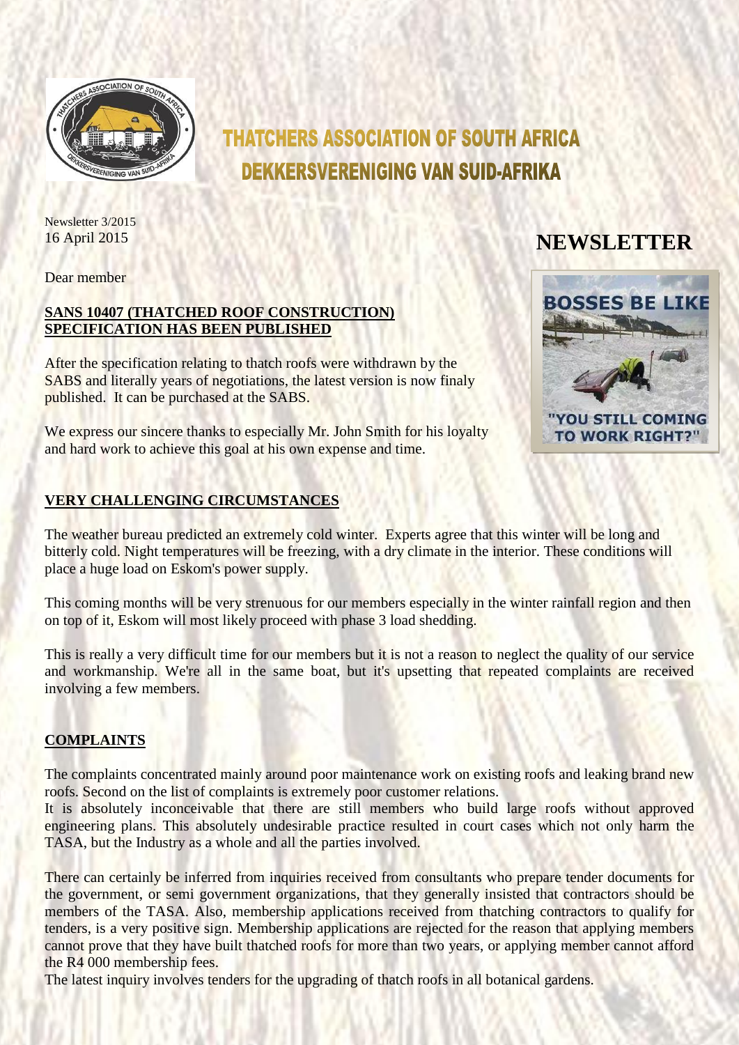# THATCHERS ASSOCIATION OF SOUTH AFRICA
# DEKKERSVERENIGING VAN SUID-AFRIKA

Newsletter 3/2015
16 April 2015

## NEWSLETTER

Dear member

**SANS 10407 (THATCHED ROOF CONSTRUCTION) SPECIFICATION HAS BEEN PUBLISHED**

After the specification relating to thatch roofs were withdrawn by the SABS and literally years of negotiations, the latest version is now finaly published. It can be purchased at the SABS.

We express our sincere thanks to especially Mr. John Smith for his loyalty and hard work to achieve this goal at his own expense and time.

**VERY CHALLENGING CIRCUMSTANCES**

The weather bureau predicted an extremely cold winter. Experts agree that this winter will be long and bitterly cold. Night temperatures will be freezing, with a dry climate in the interior. These conditions will place a huge load on Eskom's power supply.

This coming months will be very strenuous for our members especially in the winter rainfall region and then on top of it, Eskom will most likely proceed with phase 3 load shedding.

This is really a very difficult time for our members but it is not a reason to neglect the quality of our service and workmanship. We're all in the same boat, but it's upsetting that repeated complaints are received involving a few members.

**COMPLAINTS**

The complaints concentrated mainly around poor maintenance work on existing roofs and leaking brand new roofs. Second on the list of complaints is extremely poor customer relations.
It is absolutely inconceivable that there are still members who build large roofs without approved engineering plans. This absolutely undesirable practice resulted in court cases which not only harm the TASA, but the Industry as a whole and all the parties involved.

There can certainly be inferred from inquiries received from consultants who prepare tender documents for the government, or semi government organizations, that they generally insisted that contractors should be members of the TASA. Also, membership applications received from thatching contractors to qualify for tenders, is a very positive sign. Membership applications are rejected for the reason that applying members cannot prove that they have built thatched roofs for more than two years, or applying member cannot afford the R4 000 membership fees.
The latest inquiry involves tenders for the upgrading of thatch roofs in all botanical gardens.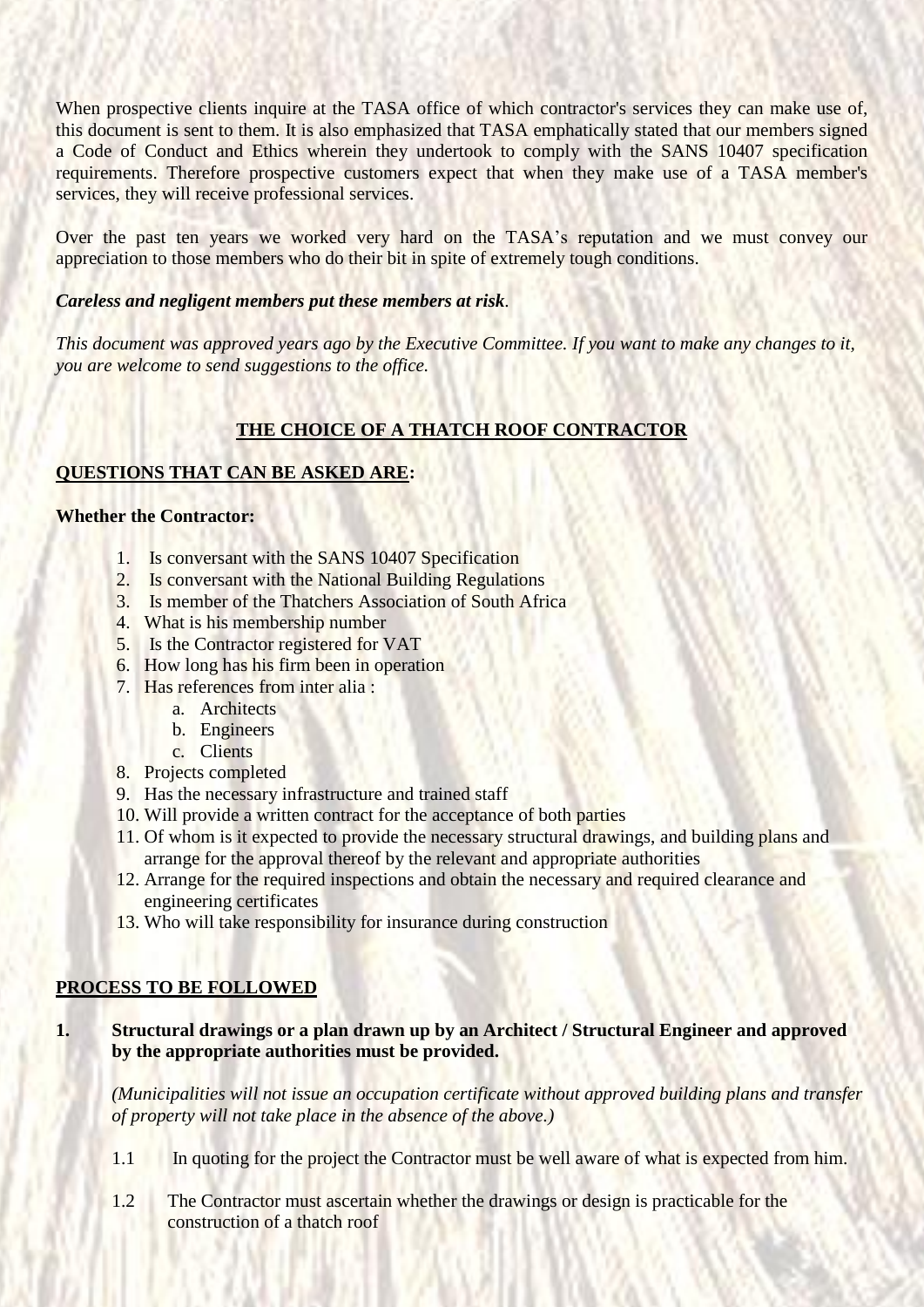When prospective clients inquire at the TASA office of which contractor's services they can make use of, this document is sent to them. It is also emphasized that TASA emphatically stated that our members signed a Code of Conduct and Ethics wherein they undertook to comply with the SANS 10407 specification requirements. Therefore prospective customers expect that when they make use of a TASA member's services, they will receive professional services.

Over the past ten years we worked very hard on the TASA's reputation and we must convey our appreciation to those members who do their bit in spite of extremely tough conditions.

***Careless and negligent members put these members at risk***.

*This document was approved years ago by the Executive Committee. If you want to make any changes to it, you are welcome to send suggestions to the office.*

## THE CHOICE OF A THATCH ROOF CONTRACTOR

### QUESTIONS THAT CAN BE ASKED ARE:

**Whether the Contractor:**

1. Is conversant with the SANS 10407 Specification
2. Is conversant with the National Building Regulations
3. Is member of the Thatchers Association of South Africa
4. What is his membership number
5. Is the Contractor registered for VAT
6. How long has his firm been in operation
7. Has references from inter alia :
   a. Architects
   b. Engineers
   c. Clients
8. Projects completed
9. Has the necessary infrastructure and trained staff
10. Will provide a written contract for the acceptance of both parties
11. Of whom is it expected to provide the necessary structural drawings, and building plans and arrange for the approval thereof by the relevant and appropriate authorities
12. Arrange for the required inspections and obtain the necessary and required clearance and engineering certificates
13. Who will take responsibility for insurance during construction

### PROCESS TO BE FOLLOWED

**1. Structural drawings or a plan drawn up by an Architect / Structural Engineer and approved by the appropriate authorities must be provided.**

*(Municipalities will not issue an occupation certificate without approved building plans and transfer of property will not take place in the absence of the above.)*

1.1 In quoting for the project the Contractor must be well aware of what is expected from him.

1.2 The Contractor must ascertain whether the drawings or design is practicable for the construction of a thatch roof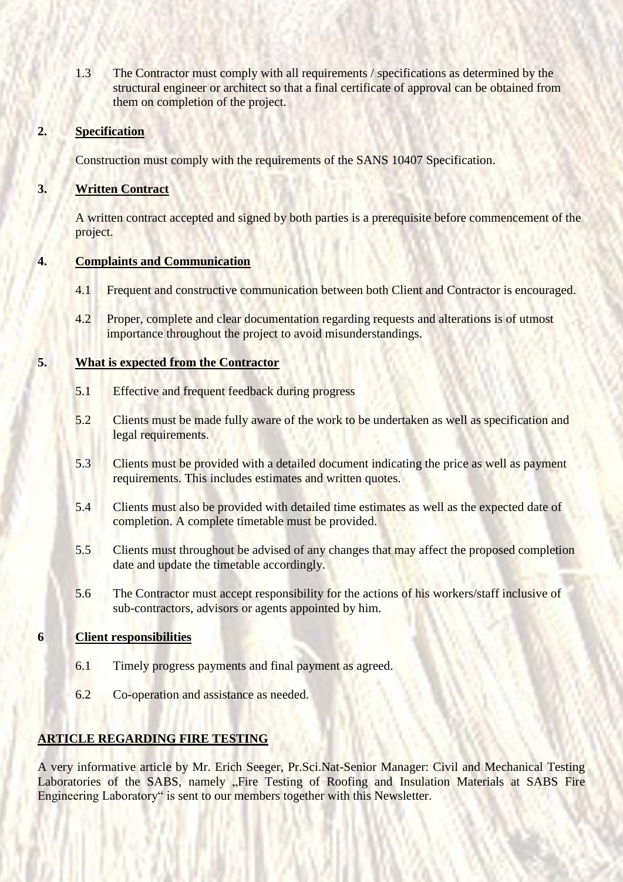1.3 The Contractor must comply with all requirements / specifications as determined by the structural engineer or architect so that a final certificate of approval can be obtained from them on completion of the project.

## 2. Specification

Construction must comply with the requirements of the SANS 10407 Specification.

## 3. Written Contract

A written contract accepted and signed by both parties is a prerequisite before commencement of the project.

## 4. Complaints and Communication

4.1 Frequent and constructive communication between both Client and Contractor is encouraged.

4.2 Proper, complete and clear documentation regarding requests and alterations is of utmost importance throughout the project to avoid misunderstandings.

## 5. What is expected from the Contractor

5.1 Effective and frequent feedback during progress

5.2 Clients must be made fully aware of the work to be undertaken as well as specification and legal requirements.

5.3 Clients must be provided with a detailed document indicating the price as well as payment requirements. This includes estimates and written quotes.

5.4 Clients must also be provided with detailed time estimates as well as the expected date of completion. A complete timetable must be provided.

5.5 Clients must throughout be advised of any changes that may affect the proposed completion date and update the timetable accordingly.

5.6 The Contractor must accept responsibility for the actions of his workers/staff inclusive of sub-contractors, advisors or agents appointed by him.

## 6 Client responsibilities

6.1 Timely progress payments and final payment as agreed.

6.2 Co-operation and assistance as needed.

## ARTICLE REGARDING FIRE TESTING

A very informative article by Mr. Erich Seeger, Pr.Sci.Nat-Senior Manager: Civil and Mechanical Testing Laboratories of the SABS, namely „Fire Testing of Roofing and Insulation Materials at SABS Fire Engineering Laboratory" is sent to our members together with this Newsletter.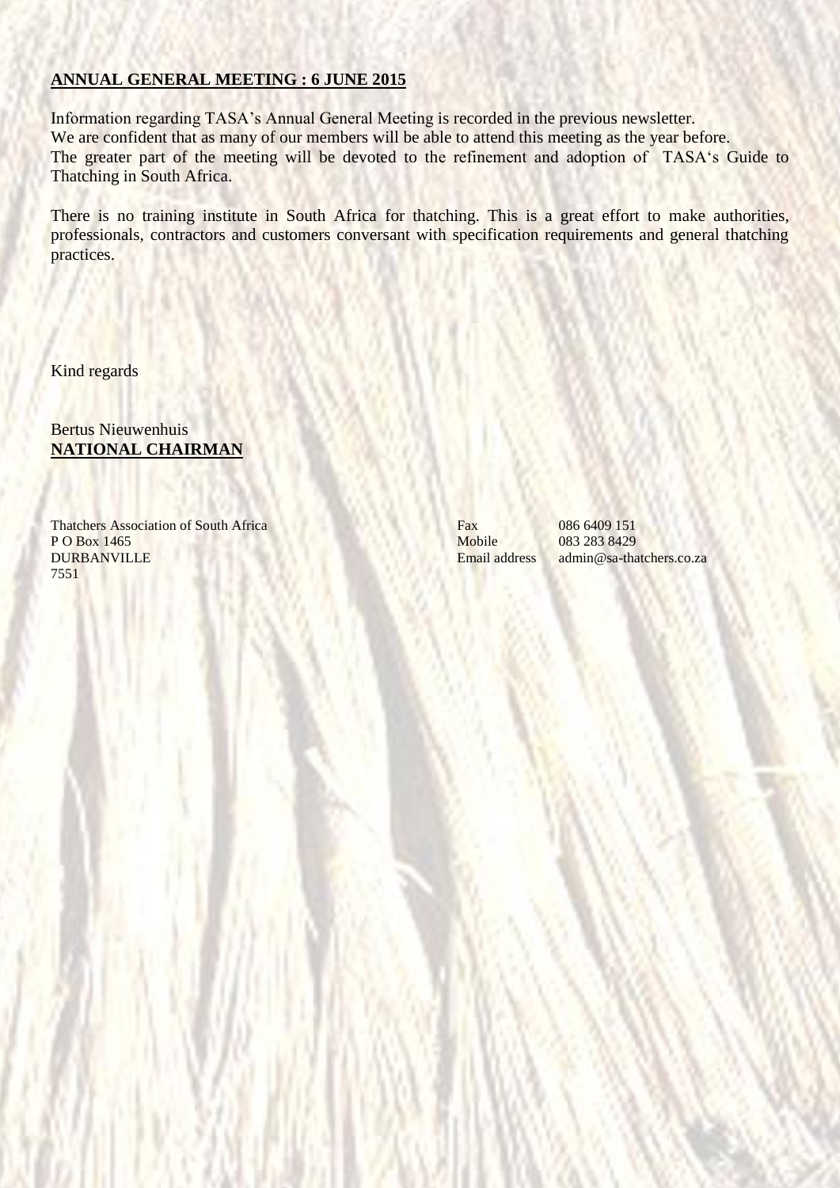## **ANNUAL GENERAL MEETING : 6 JUNE 2015**

Information regarding TASA's Annual General Meeting is recorded in the previous newsletter.
We are confident that as many of our members will be able to attend this meeting as the year before.
The greater part of the meeting will be devoted to the refinement and adoption of TASA's Guide to Thatching in South Africa.

There is no training institute in South Africa for thatching. This is a great effort to make authorities, professionals, contractors and customers conversant with specification requirements and general thatching practices.

Kind regards

Bertus Nieuwenhuis
**NATIONAL CHAIRMAN**

Thatchers Association of South Africa
P O Box 1465
DURBANVILLE
7551

Fax 086 6409 151
Mobile 083 283 8429
Email address admin@sa-thatchers.co.za